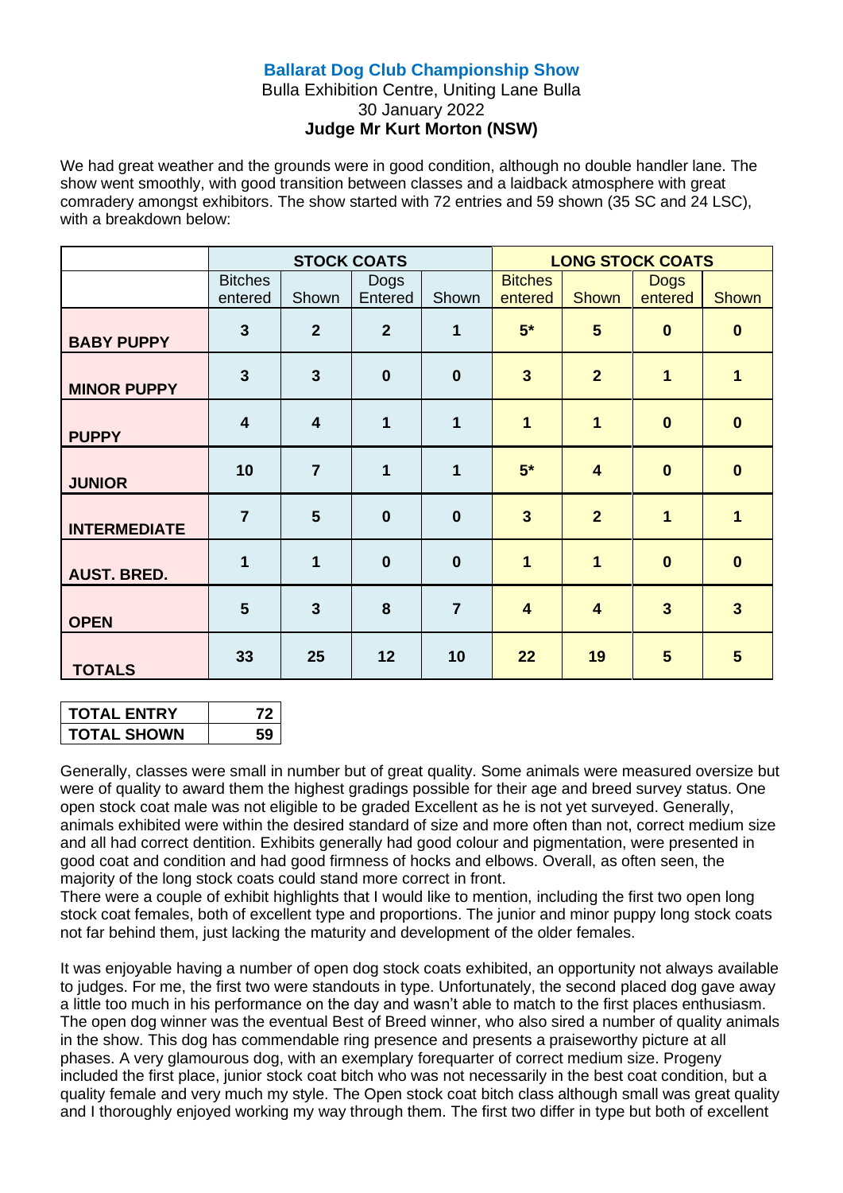# Ballarat Dog Club Championship Show

Bulla Exhibition Centre, Uniting Lane Bulla

30 January 2022

**Judge Mr Kurt Morton (NSW)**

We had great weather and the grounds were in good condition, although no double handler lane. The show went smoothly, with good transition between classes and a laidback atmosphere with great comradery amongst exhibitors. The show started with 72 entries and 59 shown (35 SC and 24 LSC), with a breakdown below:

| | STOCK COATS | | | | LONG STOCK COATS | | | |
|---|---|---|---|---|---|---|---|---|
| | Bitches entered | Shown | Dogs Entered | Shown | Bitches entered | Shown | Dogs entered | Shown |
| **BABY PUPPY** | **3** | **2** | **2** | **1** | **5*** | **5** | **0** | **0** |
| **MINOR PUPPY** | **3** | **3** | **0** | **0** | **3** | **2** | **1** | **1** |
| **PUPPY** | **4** | **4** | **1** | **1** | **1** | **1** | **0** | **0** |
| **JUNIOR** | **10** | **7** | **1** | **1** | **5*** | **4** | **0** | **0** |
| **INTERMEDIATE** | **7** | **5** | **0** | **0** | **3** | **2** | **1** | **1** |
| **AUST. BRED.** | **1** | **1** | **0** | **0** | **1** | **1** | **0** | **0** |
| **OPEN** | **5** | **3** | **8** | **7** | **4** | **4** | **3** | **3** |
| **TOTALS** | **33** | **25** | **12** | **10** | **22** | **19** | **5** | **5** |

| | |
|---|---|
| **TOTAL ENTRY** | **72** |
| **TOTAL SHOWN** | **59** |

Generally, classes were small in number but of great quality. Some animals were measured oversize but were of quality to award them the highest gradings possible for their age and breed survey status. One open stock coat male was not eligible to be graded Excellent as he is not yet surveyed. Generally, animals exhibited were within the desired standard of size and more often than not, correct medium size and all had correct dentition. Exhibits generally had good colour and pigmentation, were presented in good coat and condition and had good firmness of hocks and elbows. Overall, as often seen, the majority of the long stock coats could stand more correct in front.

There were a couple of exhibit highlights that I would like to mention, including the first two open long stock coat females, both of excellent type and proportions. The junior and minor puppy long stock coats not far behind them, just lacking the maturity and development of the older females.

It was enjoyable having a number of open dog stock coats exhibited, an opportunity not always available to judges. For me, the first two were standouts in type. Unfortunately, the second placed dog gave away a little too much in his performance on the day and wasn't able to match to the first places enthusiasm. The open dog winner was the eventual Best of Breed winner, who also sired a number of quality animals in the show. This dog has commendable ring presence and presents a praiseworthy picture at all phases. A very glamourous dog, with an exemplary forequarter of correct medium size. Progeny included the first place, junior stock coat bitch who was not necessarily in the best coat condition, but a quality female and very much my style. The Open stock coat bitch class although small was great quality and I thoroughly enjoyed working my way through them. The first two differ in type but both of excellent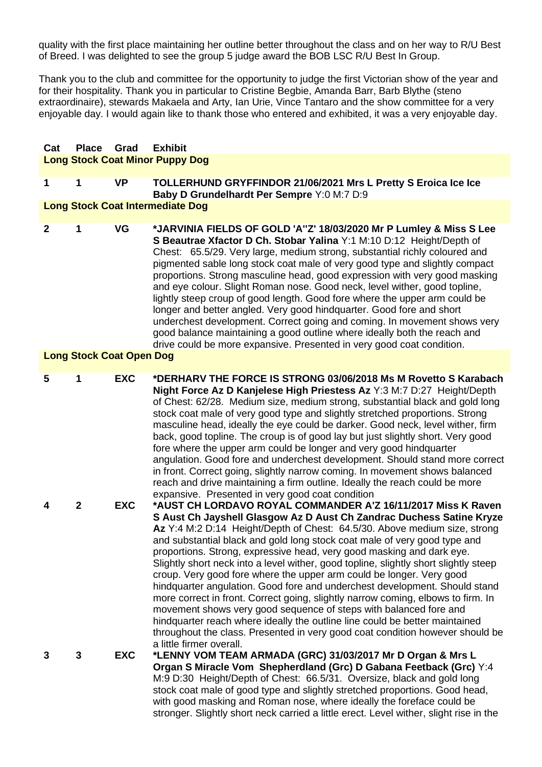quality with the first place maintaining her outline better throughout the class and on her way to R/U Best of Breed. I was delighted to see the group 5 judge award the BOB LSC R/U Best In Group.

Thank you to the club and committee for the opportunity to judge the first Victorian show of the year and for their hospitality. Thank you in particular to Cristine Begbie, Amanda Barr, Barb Blythe (steno extraordinaire), stewards Makaela and Arty, Ian Urie, Vince Tantaro and the show committee for a very enjoyable day. I would again like to thank those who entered and exhibited, it was a very enjoyable day.

| Cat | Place | Grad | Exhibit |
|---|---|---|---|
| **Long Stock Coat Minor Puppy Dog** | | | |
| 1 | 1 | VP | **TOLLERHUND GRYFFINDOR 21/06/2021 Mrs L Pretty S Eroica Ice Ice Baby D Grundelhardt Per Sempre** Y:0 M:7 D:9 |
| **Long Stock Coat Intermediate Dog** | | | |
| 2 | 1 | VG | **\*JARVINIA FIELDS OF GOLD 'A''Z' 18/03/2020 Mr P Lumley & Miss S Lee S Beautrae Xfactor D Ch. Stobar Yalina** Y:1 M:10 D:12 Height/Depth of Chest: 65.5/29. Very large, medium strong, substantial richly coloured and pigmented sable long stock coat male of very good type and slightly compact proportions. Strong masculine head, good expression with very good masking and eye colour. Slight Roman nose. Good neck, level wither, good topline, lightly steep croup of good length. Good fore where the upper arm could be longer and better angled. Very good hindquarter. Good fore and short underchest development. Correct going and coming. In movement shows very good balance maintaining a good outline where ideally both the reach and drive could be more expansive. Presented in very good coat condition. |
| **Long Stock Coat Open Dog** | | | |
| 5 | 1 | EXC | **\*DERHARV THE FORCE IS STRONG 03/06/2018 Ms M Rovetto S Karabach Night Force Az D Kanjelese High Priestess Az** Y:3 M:7 D:27 Height/Depth of Chest: 62/28. Medium size, medium strong, substantial black and gold long stock coat male of very good type and slightly stretched proportions. Strong masculine head, ideally the eye could be darker. Good neck, level wither, firm back, good topline. The croup is of good lay but just slightly short. Very good fore where the upper arm could be longer and very good hindquarter angulation. Good fore and underchest development. Should stand more correct in front. Correct going, slightly narrow coming. In movement shows balanced reach and drive maintaining a firm outline. Ideally the reach could be more expansive. Presented in very good coat condition |
| 4 | 2 | EXC | **\*AUST CH LORDAVO ROYAL COMMANDER A'Z 16/11/2017 Miss K Raven S Aust Ch Jayshell Glasgow Az D Aust Ch Zandrac Duchess Satine Kryze Az** Y:4 M:2 D:14 Height/Depth of Chest: 64.5/30. Above medium size, strong and substantial black and gold long stock coat male of very good type and proportions. Strong, expressive head, very good masking and dark eye. Slightly short neck into a level wither, good topline, slightly short slightly steep croup. Very good fore where the upper arm could be longer. Very good hindquarter angulation. Good fore and underchest development. Should stand more correct in front. Correct going, slightly narrow coming, elbows to firm. In movement shows very good sequence of steps with balanced fore and hindquarter reach where ideally the outline line could be better maintained throughout the class. Presented in very good coat condition however should be a little firmer overall. |
| 3 | 3 | EXC | **\*LENNY VOM TEAM ARMADA (GRC) 31/03/2017 Mr D Organ & Mrs L Organ S Miracle Vom Shepherdland (Grc) D Gabana Feetback (Grc)** Y:4 M:9 D:30 Height/Depth of Chest: 66.5/31. Oversize, black and gold long stock coat male of good type and slightly stretched proportions. Good head, with good masking and Roman nose, where ideally the foreface could be stronger. Slightly short neck carried a little erect. Level wither, slight rise in the |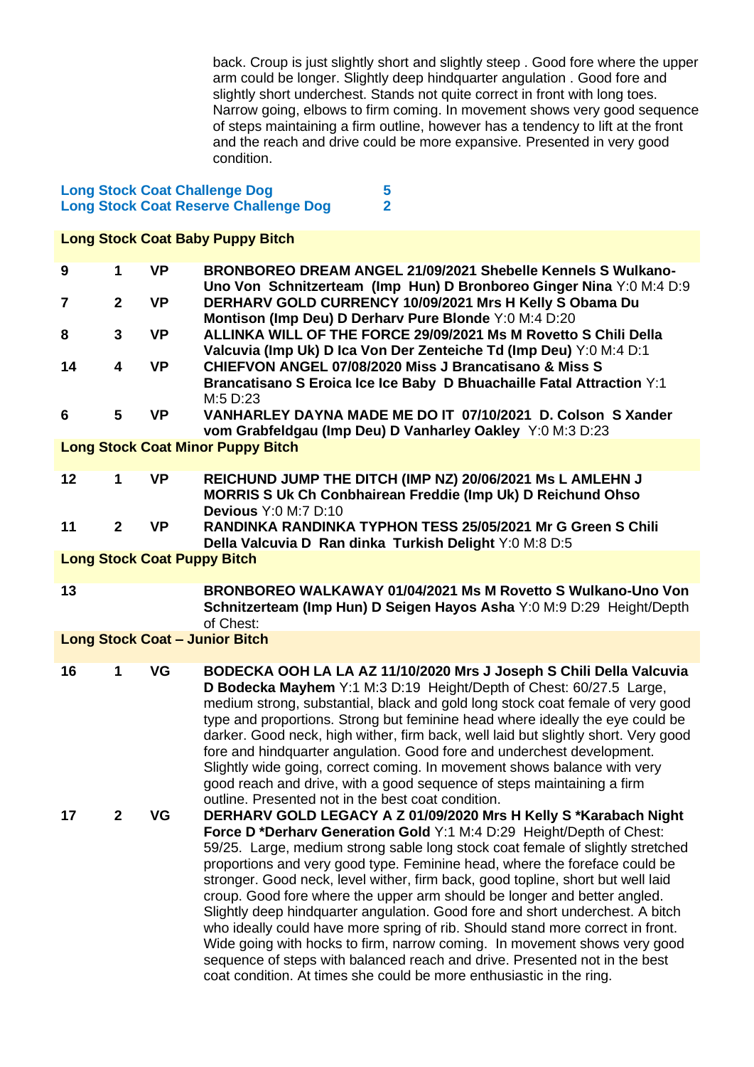back. Croup is just slightly short and slightly steep . Good fore where the upper arm could be longer. Slightly deep hindquarter angulation . Good fore and slightly short underchest. Stands not quite correct in front with long toes. Narrow going, elbows to firm coming. In movement shows very good sequence of steps maintaining a firm outline, however has a tendency to lift at the front and the reach and drive could be more expansive. Presented in very good condition.

**Long Stock Coat Challenge Dog** **5**
**Long Stock Coat Reserve Challenge Dog** **2**

### Long Stock Coat Baby Puppy Bitch

| | | | |
|---|---|---|---|
| **9** | **1** | **VP** | **BRONBOREO DREAM ANGEL 21/09/2021 Shebelle Kennels S Wulkano-Uno Von Schnitzerteam (Imp Hun) D Bronboreo Ginger Nina** Y:0 M:4 D:9 |
| **7** | **2** | **VP** | **DERHARV GOLD CURRENCY 10/09/2021 Mrs H Kelly S Obama Du Montison (Imp Deu) D Derharv Pure Blonde** Y:0 M:4 D:20 |
| **8** | **3** | **VP** | **ALLINKA WILL OF THE FORCE 29/09/2021 Ms M Rovetto S Chili Della Valcuvia (Imp Uk) D Ica Von Der Zenteiche Td (Imp Deu)** Y:0 M:4 D:1 |
| **14** | **4** | **VP** | **CHIEFVON ANGEL 07/08/2020 Miss J Brancatisano & Miss S Brancatisano S Eroica Ice Ice Baby D Bhuachaille Fatal Attraction** Y:1 M:5 D:23 |
| **6** | **5** | **VP** | **VANHARLEY DAYNA MADE ME DO IT 07/10/2021 D. Colson S Xander vom Grabfeldgau (Imp Deu) D Vanharley Oakley** Y:0 M:3 D:23 |

### Long Stock Coat Minor Puppy Bitch

| | | | |
|---|---|---|---|
| **12** | **1** | **VP** | **REICHUND JUMP THE DITCH (IMP NZ) 20/06/2021 Ms L AMLEHN J MORRIS S Uk Ch Conbhairean Freddie (Imp Uk) D Reichund Ohso Devious** Y:0 M:7 D:10 |
| **11** | **2** | **VP** | **RANDINKA RANDINKA TYPHON TESS 25/05/2021 Mr G Green S Chili Della Valcuvia D Ran dinka Turkish Delight** Y:0 M:8 D:5 |

### Long Stock Coat Puppy Bitch

| | | | |
|---|---|---|---|
| **13** | | | **BRONBOREO WALKAWAY 01/04/2021 Ms M Rovetto S Wulkano-Uno Von Schnitzerteam (Imp Hun) D Seigen Hayos Asha** Y:0 M:9 D:29 Height/Depth of Chest: |

### Long Stock Coat – Junior Bitch

| | | | |
|---|---|---|---|
| **16** | **1** | **VG** | **BODECKA OOH LA LA AZ 11/10/2020 Mrs J Joseph S Chili Della Valcuvia D Bodecka Mayhem** Y:1 M:3 D:19 Height/Depth of Chest: 60/27.5 Large, medium strong, substantial, black and gold long stock coat female of very good type and proportions. Strong but feminine head where ideally the eye could be darker. Good neck, high wither, firm back, well laid but slightly short. Very good fore and hindquarter angulation. Good fore and underchest development. Slightly wide going, correct coming. In movement shows balance with very good reach and drive, with a good sequence of steps maintaining a firm outline. Presented not in the best coat condition. |
| **17** | **2** | **VG** | **DERHARV GOLD LEGACY A Z 01/09/2020 Mrs H Kelly S *Karabach Night Force D *Derharv Generation Gold** Y:1 M:4 D:29 Height/Depth of Chest: 59/25. Large, medium strong sable long stock coat female of slightly stretched proportions and very good type. Feminine head, where the foreface could be stronger. Good neck, level wither, firm back, good topline, short but well laid croup. Good fore where the upper arm should be longer and better angled. Slightly deep hindquarter angulation. Good fore and short underchest. A bitch who ideally could have more spring of rib. Should stand more correct in front. Wide going with hocks to firm, narrow coming. In movement shows very good sequence of steps with balanced reach and drive. Presented not in the best coat condition. At times she could be more enthusiastic in the ring. |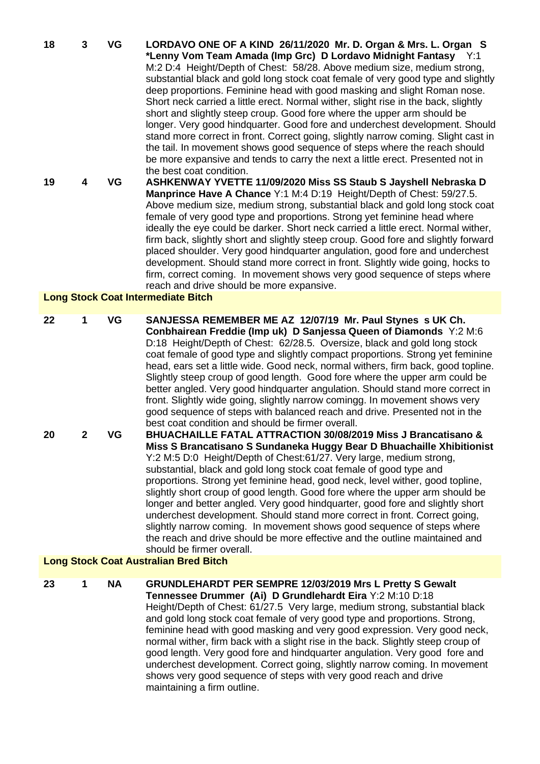**18 3 VG LORDAVO ONE OF A KIND 26/11/2020 Mr. D. Organ & Mrs. L. Organ S *Lenny Vom Team Amada (Imp Grc) D Lordavo Midnight Fantasy** Y:1 M:2 D:4 Height/Depth of Chest: 58/28. Above medium size, medium strong, substantial black and gold long stock coat female of very good type and slightly deep proportions. Feminine head with good masking and slight Roman nose. Short neck carried a little erect. Normal wither, slight rise in the back, slightly short and slightly steep croup. Good fore where the upper arm should be longer. Very good hindquarter. Good fore and underchest development. Should stand more correct in front. Correct going, slightly narrow coming. Slight cast in the tail. In movement shows good sequence of steps where the reach should be more expansive and tends to carry the next a little erect. Presented not in the best coat condition.

**19 4 VG ASHKENWAY YVETTE 11/09/2020 Miss SS Staub S Jayshell Nebraska D Manprince Have A Chance** Y:1 M:4 D:19 Height/Depth of Chest: 59/27.5. Above medium size, medium strong, substantial black and gold long stock coat female of very good type and proportions. Strong yet feminine head where ideally the eye could be darker. Short neck carried a little erect. Normal wither, firm back, slightly short and slightly steep croup. Good fore and slightly forward placed shoulder. Very good hindquarter angulation, good fore and underchest development. Should stand more correct in front. Slightly wide going, hocks to firm, correct coming. In movement shows very good sequence of steps where reach and drive should be more expansive.

## Long Stock Coat Intermediate Bitch

**22 1 VG SANJESSA REMEMBER ME AZ 12/07/19 Mr. Paul Stynes s UK Ch. Conbhairean Freddie (Imp uk) D Sanjessa Queen of Diamonds** Y:2 M:6 D:18 Height/Depth of Chest: 62/28.5. Oversize, black and gold long stock coat female of good type and slightly compact proportions. Strong yet feminine head, ears set a little wide. Good neck, normal withers, firm back, good topline. Slightly steep croup of good length. Good fore where the upper arm could be better angled. Very good hindquarter angulation. Should stand more correct in front. Slightly wide going, slightly narrow comingg. In movement shows very good sequence of steps with balanced reach and drive. Presented not in the best coat condition and should be firmer overall.

**20 2 VG BHUACHAILLE FATAL ATTRACTION 30/08/2019 Miss J Brancatisano & Miss S Brancatisano S Sundaneka Huggy Bear D Bhuachaille Xhibitionist** Y:2 M:5 D:0 Height/Depth of Chest:61/27. Very large, medium strong, substantial, black and gold long stock coat female of good type and proportions. Strong yet feminine head, good neck, level wither, good topline, slightly short croup of good length. Good fore where the upper arm should be longer and better angled. Very good hindquarter, good fore and slightly short underchest development. Should stand more correct in front. Correct going, slightly narrow coming. In movement shows good sequence of steps where the reach and drive should be more effective and the outline maintained and should be firmer overall.

## Long Stock Coat Australian Bred Bitch

**23 1 NA GRUNDLEHARDT PER SEMPRE 12/03/2019 Mrs L Pretty S Gewalt Tennessee Drummer (Ai) D Grundlehardt Eira** Y:2 M:10 D:18 Height/Depth of Chest: 61/27.5 Very large, medium strong, substantial black and gold long stock coat female of very good type and proportions. Strong, feminine head with good masking and very good expression. Very good neck, normal wither, firm back with a slight rise in the back. Slightly steep croup of good length. Very good fore and hindquarter angulation. Very good fore and underchest development. Correct going, slightly narrow coming. In movement shows very good sequence of steps with very good reach and drive maintaining a firm outline.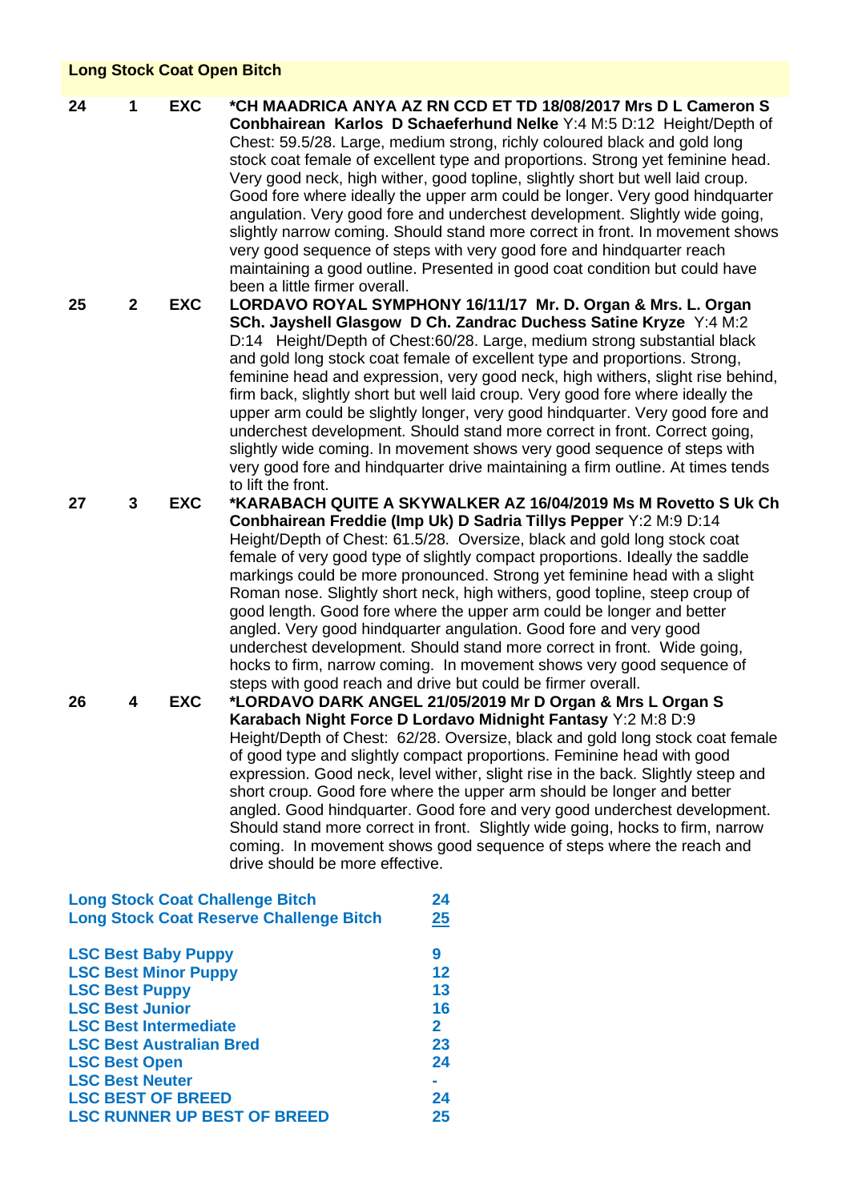## Long Stock Coat Open Bitch

**24** **1** **EXC** **\*CH MAADRICA ANYA AZ RN CCD ET TD 18/08/2017 Mrs D L Cameron S Conbhairean Karlos D Schaeferhund Nelke** Y:4 M:5 D:12 Height/Depth of Chest: 59.5/28. Large, medium strong, richly coloured black and gold long stock coat female of excellent type and proportions. Strong yet feminine head. Very good neck, high wither, good topline, slightly short but well laid croup. Good fore where ideally the upper arm could be longer. Very good hindquarter angulation. Very good fore and underchest development. Slightly wide going, slightly narrow coming. Should stand more correct in front. In movement shows very good sequence of steps with very good fore and hindquarter reach maintaining a good outline. Presented in good coat condition but could have been a little firmer overall.

**25** **2** **EXC** **LORDAVO ROYAL SYMPHONY 16/11/17 Mr. D. Organ & Mrs. L. Organ SCh. Jayshell Glasgow D Ch. Zandrac Duchess Satine Kryze** Y:4 M:2 D:14 Height/Depth of Chest:60/28. Large, medium strong substantial black and gold long stock coat female of excellent type and proportions. Strong, feminine head and expression, very good neck, high withers, slight rise behind, firm back, slightly short but well laid croup. Very good fore where ideally the upper arm could be slightly longer, very good hindquarter. Very good fore and underchest development. Should stand more correct in front. Correct going, slightly wide coming. In movement shows very good sequence of steps with very good fore and hindquarter drive maintaining a firm outline. At times tends to lift the front.

**27** **3** **EXC** **\*KARABACH QUITE A SKYWALKER AZ 16/04/2019 Ms M Rovetto S Uk Ch Conbhairean Freddie (Imp Uk) D Sadria Tillys Pepper** Y:2 M:9 D:14 Height/Depth of Chest: 61.5/28. Oversize, black and gold long stock coat female of very good type of slightly compact proportions. Ideally the saddle markings could be more pronounced. Strong yet feminine head with a slight Roman nose. Slightly short neck, high withers, good topline, steep croup of good length. Good fore where the upper arm could be longer and better angled. Very good hindquarter angulation. Good fore and very good underchest development. Should stand more correct in front. Wide going, hocks to firm, narrow coming. In movement shows very good sequence of steps with good reach and drive but could be firmer overall.

**26** **4** **EXC** **\*LORDAVO DARK ANGEL 21/05/2019 Mr D Organ & Mrs L Organ S Karabach Night Force D Lordavo Midnight Fantasy** Y:2 M:8 D:9 Height/Depth of Chest: 62/28. Oversize, black and gold long stock coat female of good type and slightly compact proportions. Feminine head with good expression. Good neck, level wither, slight rise in the back. Slightly steep and short croup. Good fore where the upper arm should be longer and better angled. Good hindquarter. Good fore and very good underchest development. Should stand more correct in front. Slightly wide going, hocks to firm, narrow coming. In movement shows good sequence of steps where the reach and drive should be more effective.

| | |
|---|---|
| **Long Stock Coat Challenge Bitch** | **24** |
| **Long Stock Coat Reserve Challenge Bitch** | **25** |
| **LSC Best Baby Puppy** | **9** |
| **LSC Best Minor Puppy** | **12** |
| **LSC Best Puppy** | **13** |
| **LSC Best Junior** | **16** |
| **LSC Best Intermediate** | **2** |
| **LSC Best Australian Bred** | **23** |
| **LSC Best Open** | **24** |
| **LSC Best Neuter** | **-** |
| **LSC BEST OF BREED** | **24** |
| **LSC RUNNER UP BEST OF BREED** | **25** |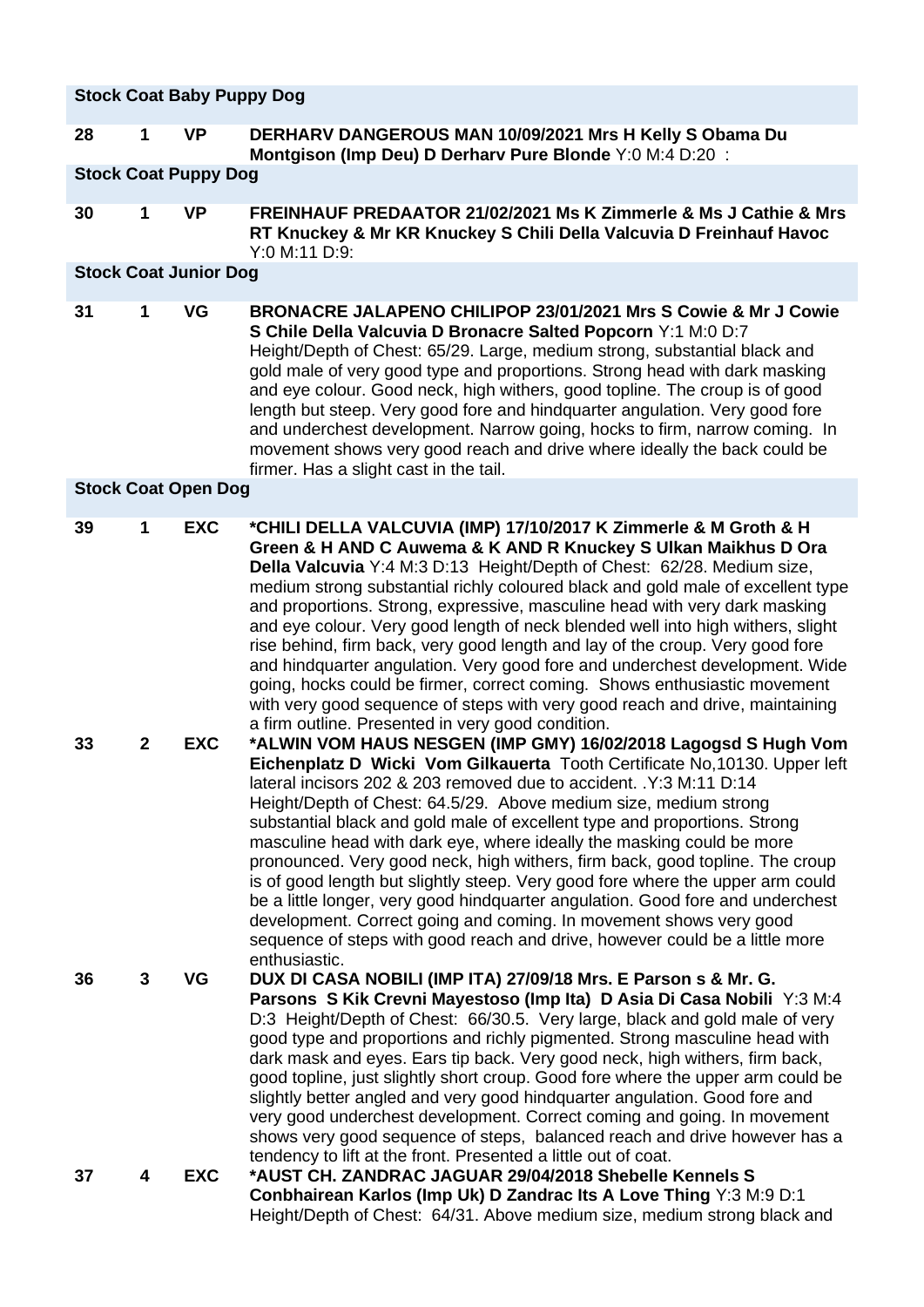### Stock Coat Baby Puppy Dog

**28** **1** **VP** **DERHARV DANGEROUS MAN 10/09/2021 Mrs H Kelly S Obama Du Montgison (Imp Deu) D Derharv Pure Blonde** Y:0 M:4 D:20 :

### Stock Coat Puppy Dog

**30** **1** **VP** **FREINHAUF PREDAATOR 21/02/2021 Ms K Zimmerle & Ms J Cathie & Mrs RT Knuckey & Mr KR Knuckey S Chili Della Valcuvia D Freinhauf Havoc** Y:0 M:11 D:9:

### Stock Coat Junior Dog

**31** **1** **VG** **BRONACRE JALAPENO CHILIPOP 23/01/2021 Mrs S Cowie & Mr J Cowie S Chile Della Valcuvia D Bronacre Salted Popcorn** Y:1 M:0 D:7 Height/Depth of Chest: 65/29. Large, medium strong, substantial black and gold male of very good type and proportions. Strong head with dark masking and eye colour. Good neck, high withers, good topline. The croup is of good length but steep. Very good fore and hindquarter angulation. Very good fore and underchest development. Narrow going, hocks to firm, narrow coming. In movement shows very good reach and drive where ideally the back could be firmer. Has a slight cast in the tail.

### Stock Coat Open Dog

**39** **1** **EXC** **\*CHILI DELLA VALCUVIA (IMP) 17/10/2017 K Zimmerle & M Groth & H Green & H AND C Auwema & K AND R Knuckey S Ulkan Maikhus D Ora Della Valcuvia** Y:4 M:3 D:13 Height/Depth of Chest: 62/28. Medium size, medium strong substantial richly coloured black and gold male of excellent type and proportions. Strong, expressive, masculine head with very dark masking and eye colour. Very good length of neck blended well into high withers, slight rise behind, firm back, very good length and lay of the croup. Very good fore and hindquarter angulation. Very good fore and underchest development. Wide going, hocks could be firmer, correct coming. Shows enthusiastic movement with very good sequence of steps with very good reach and drive, maintaining a firm outline. Presented in very good condition.

**33** **2** **EXC** **\*ALWIN VOM HAUS NESGEN (IMP GMY) 16/02/2018 Lagogsd S Hugh Vom Eichenplatz D Wicki Vom Gilkauerta** Tooth Certificate No,10130. Upper left lateral incisors 202 & 203 removed due to accident. .Y:3 M:11 D:14 Height/Depth of Chest: 64.5/29. Above medium size, medium strong substantial black and gold male of excellent type and proportions. Strong masculine head with dark eye, where ideally the masking could be more pronounced. Very good neck, high withers, firm back, good topline. The croup is of good length but slightly steep. Very good fore where the upper arm could be a little longer, very good hindquarter angulation. Good fore and underchest development. Correct going and coming. In movement shows very good sequence of steps with good reach and drive, however could be a little more enthusiastic.

**36** **3** **VG** **DUX DI CASA NOBILI (IMP ITA) 27/09/18 Mrs. E Parson s & Mr. G. Parsons S Kik Crevni Mayestoso (Imp Ita) D Asia Di Casa Nobili** Y:3 M:4 D:3 Height/Depth of Chest: 66/30.5. Very large, black and gold male of very good type and proportions and richly pigmented. Strong masculine head with dark mask and eyes. Ears tip back. Very good neck, high withers, firm back, good topline, just slightly short croup. Good fore where the upper arm could be slightly better angled and very good hindquarter angulation. Good fore and very good underchest development. Correct coming and going. In movement shows very good sequence of steps, balanced reach and drive however has a tendency to lift at the front. Presented a little out of coat.

**37** **4** **EXC** **\*AUST CH. ZANDRAC JAGUAR 29/04/2018 Shebelle Kennels S Conbhairean Karlos (Imp Uk) D Zandrac Its A Love Thing** Y:3 M:9 D:1 Height/Depth of Chest: 64/31. Above medium size, medium strong black and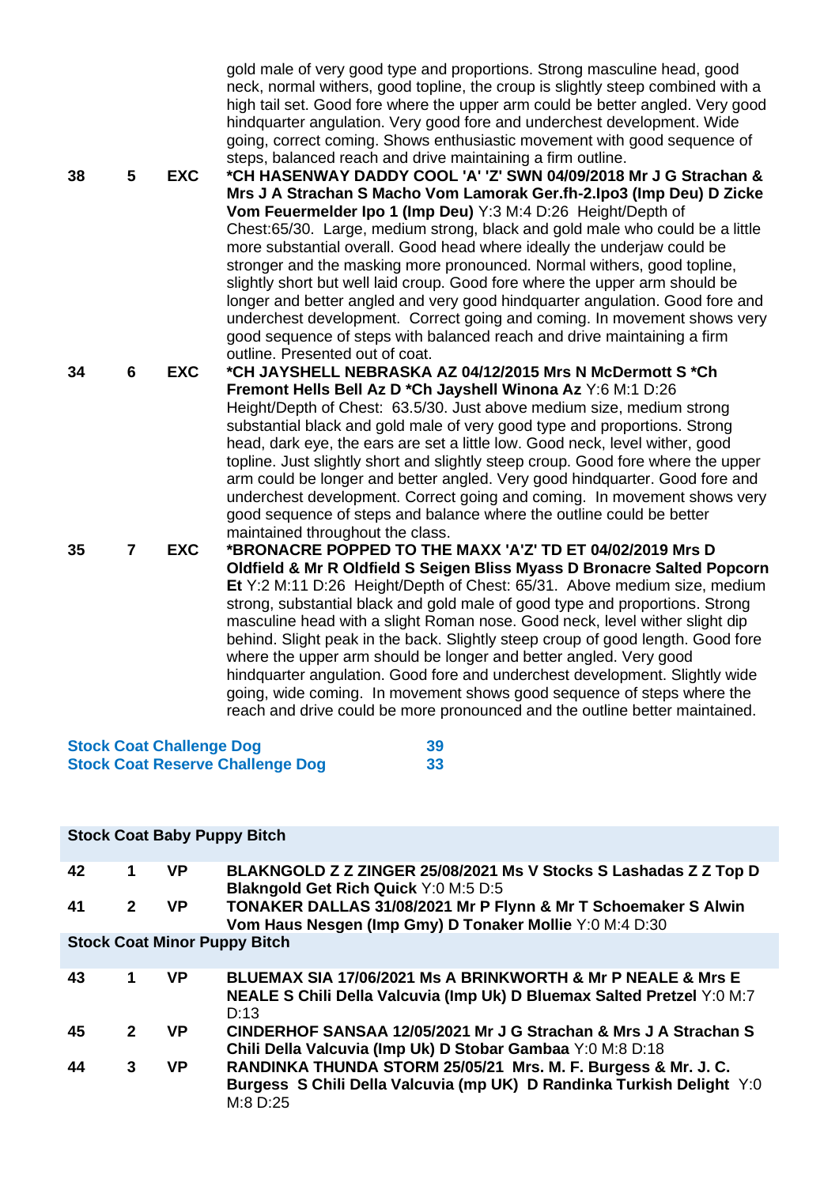gold male of very good type and proportions. Strong masculine head, good neck, normal withers, good topline, the croup is slightly steep combined with a high tail set. Good fore where the upper arm could be better angled. Very good hindquarter angulation. Very good fore and underchest development. Wide going, correct coming. Shows enthusiastic movement with good sequence of steps, balanced reach and drive maintaining a firm outline.

| | | | |
|---|---|---|---|
| 38 | 5 | EXC | **\*CH HASENWAY DADDY COOL 'A' 'Z' SWN 04/09/2018 Mr J G Strachan & Mrs J A Strachan S Macho Vom Lamorak Ger.fh-2.Ipo3 (Imp Deu) D Zicke Vom Feuermelder Ipo 1 (Imp Deu)** Y:3 M:4 D:26 Height/Depth of Chest:65/30. Large, medium strong, black and gold male who could be a little more substantial overall. Good head where ideally the underjaw could be stronger and the masking more pronounced. Normal withers, good topline, slightly short but well laid croup. Good fore where the upper arm should be longer and better angled and very good hindquarter angulation. Good fore and underchest development. Correct going and coming. In movement shows very good sequence of steps with balanced reach and drive maintaining a firm outline. Presented out of coat. |
| 34 | 6 | EXC | **\*CH JAYSHELL NEBRASKA AZ 04/12/2015 Mrs N McDermott S \*Ch Fremont Hells Bell Az D \*Ch Jayshell Winona Az** Y:6 M:1 D:26 Height/Depth of Chest: 63.5/30. Just above medium size, medium strong substantial black and gold male of very good type and proportions. Strong head, dark eye, the ears are set a little low. Good neck, level wither, good topline. Just slightly short and slightly steep croup. Good fore where the upper arm could be longer and better angled. Very good hindquarter. Good fore and underchest development. Correct going and coming. In movement shows very good sequence of steps and balance where the outline could be better maintained throughout the class. |
| 35 | 7 | EXC | **\*BRONACRE POPPED TO THE MAXX 'A'Z' TD ET 04/02/2019 Mrs D Oldfield & Mr R Oldfield S Seigen Bliss Myass D Bronacre Salted Popcorn Et** Y:2 M:11 D:26 Height/Depth of Chest: 65/31. Above medium size, medium strong, substantial black and gold male of good type and proportions. Strong masculine head with a slight Roman nose. Good neck, level wither slight dip behind. Slight peak in the back. Slightly steep croup of good length. Good fore where the upper arm should be longer and better angled. Very good hindquarter angulation. Good fore and underchest development. Slightly wide going, wide coming. In movement shows good sequence of steps where the reach and drive could be more pronounced and the outline better maintained. |

**Stock Coat Challenge Dog** 39
**Stock Coat Reserve Challenge Dog** 33

## Stock Coat Baby Puppy Bitch

| | | | |
|---|---|---|---|
| 42 | 1 | VP | **BLAKNGOLD Z Z ZINGER 25/08/2021 Ms V Stocks S Lashadas Z Z Top D Blakngold Get Rich Quick** Y:0 M:5 D:5 |
| 41 | 2 | VP | **TONAKER DALLAS 31/08/2021 Mr P Flynn & Mr T Schoemaker S Alwin Vom Haus Nesgen (Imp Gmy) D Tonaker Mollie** Y:0 M:4 D:30 |

## Stock Coat Minor Puppy Bitch

| | | | |
|---|---|---|---|
| 43 | 1 | VP | **BLUEMAX SIA 17/06/2021 Ms A BRINKWORTH & Mr P NEALE & Mrs E NEALE S Chili Della Valcuvia (Imp Uk) D Bluemax Salted Pretzel** Y:0 M:7 D:13 |
| 45 | 2 | VP | **CINDERHOF SANSAA 12/05/2021 Mr J G Strachan & Mrs J A Strachan S Chili Della Valcuvia (Imp Uk) D Stobar Gambaa** Y:0 M:8 D:18 |
| 44 | 3 | VP | **RANDINKA THUNDA STORM 25/05/21 Mrs. M. F. Burgess & Mr. J. C. Burgess S Chili Della Valcuvia (mp UK) D Randinka Turkish Delight** Y:0 M:8 D:25 |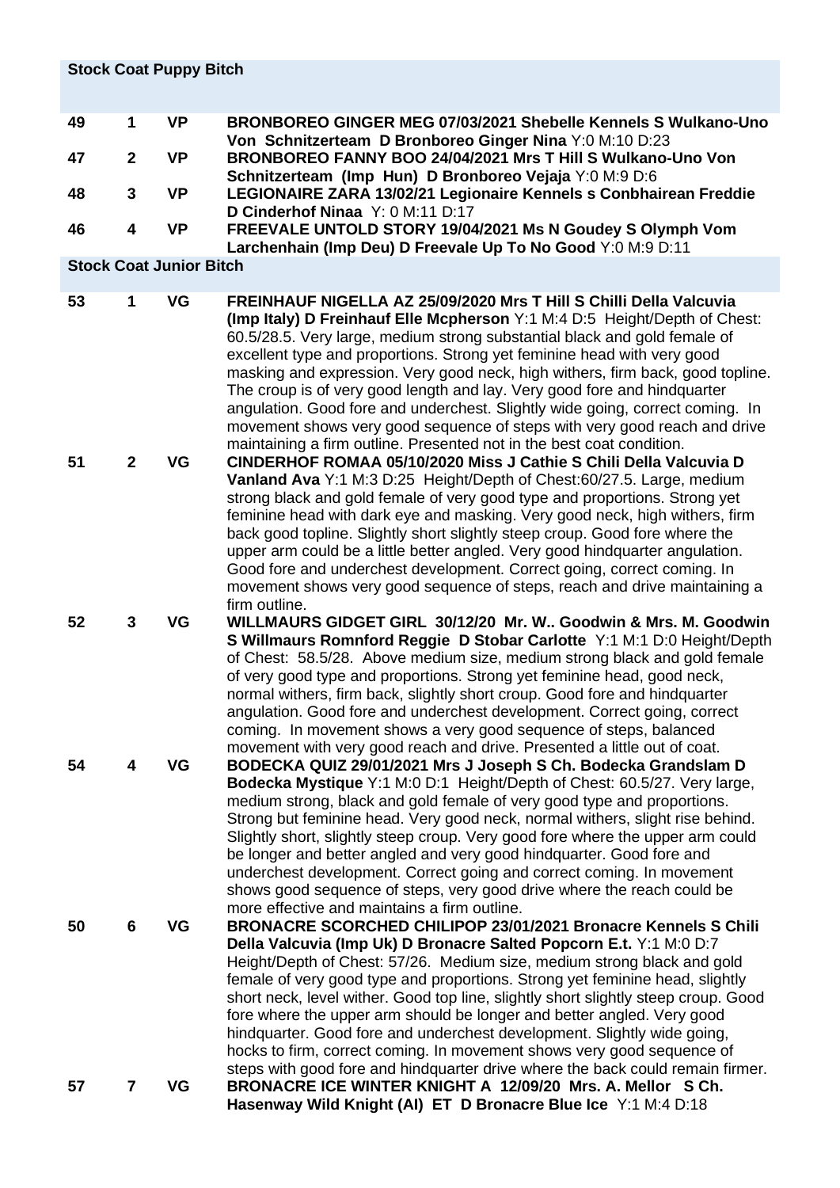## Stock Coat Puppy Bitch

49 1 VP **BRONBOREO GINGER MEG 07/03/2021 Shebelle Kennels S Wulkano-Uno Von Schnitzerteam D Bronboreo Ginger Nina** Y:0 M:10 D:23

47 2 VP **BRONBOREO FANNY BOO 24/04/2021 Mrs T Hill S Wulkano-Uno Von Schnitzerteam (Imp Hun) D Bronboreo Vejaja** Y:0 M:9 D:6

48 3 VP **LEGIONAIRE ZARA 13/02/21 Legionaire Kennels s Conbhairean Freddie D Cinderhof Ninaa** Y: 0 M:11 D:17

46 4 VP **FREEVALE UNTOLD STORY 19/04/2021 Ms N Goudey S Olymph Vom Larchenhain (Imp Deu) D Freevale Up To No Good** Y:0 M:9 D:11

## Stock Coat Junior Bitch

53 1 VG **FREINHAUF NIGELLA AZ 25/09/2020 Mrs T Hill S Chilli Della Valcuvia (Imp Italy) D Freinhauf Elle Mcpherson** Y:1 M:4 D:5 Height/Depth of Chest: 60.5/28.5. Very large, medium strong substantial black and gold female of excellent type and proportions. Strong yet feminine head with very good masking and expression. Very good neck, high withers, firm back, good topline. The croup is of very good length and lay. Very good fore and hindquarter angulation. Good fore and underchest. Slightly wide going, correct coming. In movement shows very good sequence of steps with very good reach and drive maintaining a firm outline. Presented not in the best coat condition.

51 2 VG **CINDERHOF ROMAA 05/10/2020 Miss J Cathie S Chili Della Valcuvia D Vanland Ava** Y:1 M:3 D:25 Height/Depth of Chest:60/27.5. Large, medium strong black and gold female of very good type and proportions. Strong yet feminine head with dark eye and masking. Very good neck, high withers, firm back good topline. Slightly short slightly steep croup. Good fore where the upper arm could be a little better angled. Very good hindquarter angulation. Good fore and underchest development. Correct going, correct coming. In movement shows very good sequence of steps, reach and drive maintaining a firm outline.

52 3 VG **WILLMAURS GIDGET GIRL 30/12/20 Mr. W.. Goodwin & Mrs. M. Goodwin S Willmaurs Romnford Reggie D Stobar Carlotte** Y:1 M:1 D:0 Height/Depth of Chest: 58.5/28. Above medium size, medium strong black and gold female of very good type and proportions. Strong yet feminine head, good neck, normal withers, firm back, slightly short croup. Good fore and hindquarter angulation. Good fore and underchest development. Correct going, correct coming. In movement shows a very good sequence of steps, balanced movement with very good reach and drive. Presented a little out of coat.

54 4 VG **BODECKA QUIZ 29/01/2021 Mrs J Joseph S Ch. Bodecka Grandslam D Bodecka Mystique** Y:1 M:0 D:1 Height/Depth of Chest: 60.5/27. Very large, medium strong, black and gold female of very good type and proportions. Strong but feminine head. Very good neck, normal withers, slight rise behind. Slightly short, slightly steep croup. Very good fore where the upper arm could be longer and better angled and very good hindquarter. Good fore and underchest development. Correct going and correct coming. In movement shows good sequence of steps, very good drive where the reach could be more effective and maintains a firm outline.

50 6 VG **BRONACRE SCORCHED CHILIPOP 23/01/2021 Bronacre Kennels S Chili Della Valcuvia (Imp Uk) D Bronacre Salted Popcorn E.t.** Y:1 M:0 D:7 Height/Depth of Chest: 57/26. Medium size, medium strong black and gold female of very good type and proportions. Strong yet feminine head, slightly short neck, level wither. Good top line, slightly short slightly steep croup. Good fore where the upper arm should be longer and better angled. Very good hindquarter. Good fore and underchest development. Slightly wide going, hocks to firm, correct coming. In movement shows very good sequence of steps with good fore and hindquarter drive where the back could remain firmer.

57 7 VG **BRONACRE ICE WINTER KNIGHT A 12/09/20 Mrs. A. Mellor S Ch. Hasenway Wild Knight (AI) ET D Bronacre Blue Ice** Y:1 M:4 D:18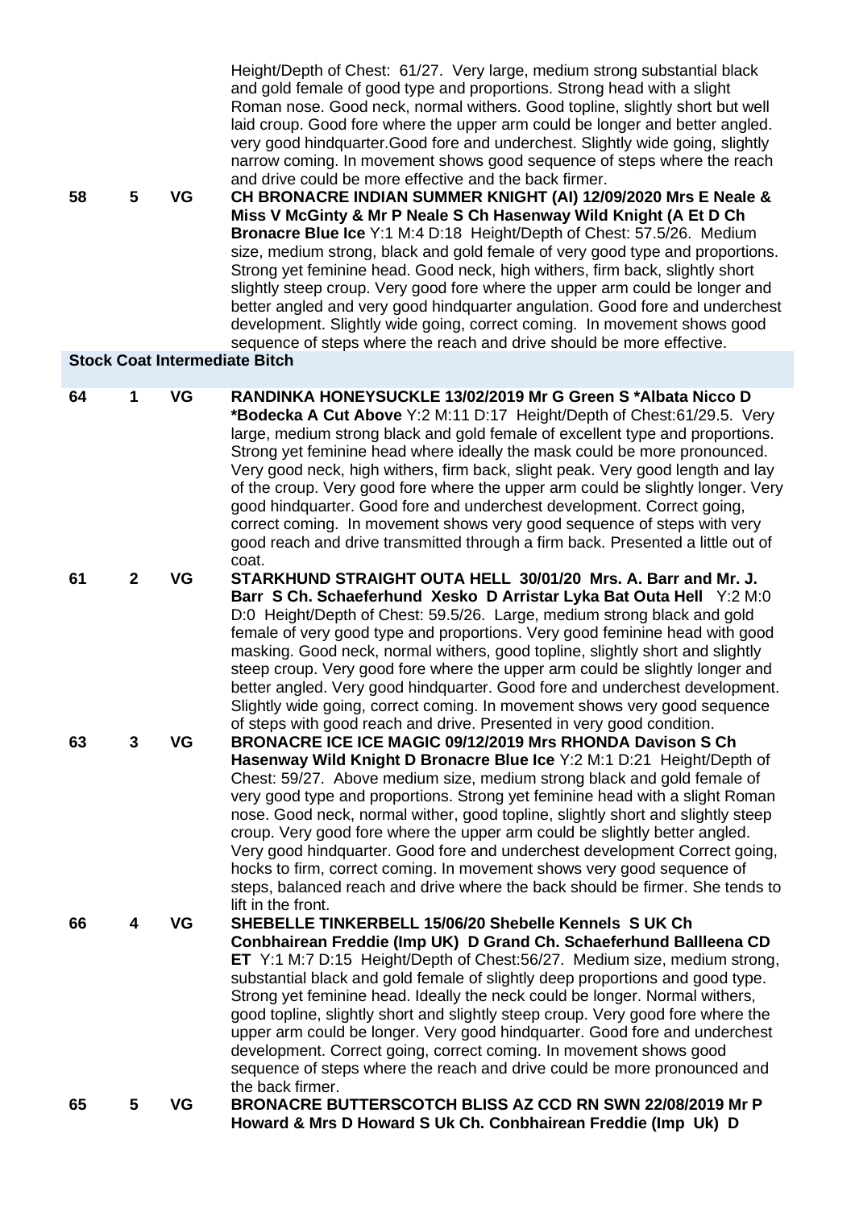Height/Depth of Chest: 61/27. Very large, medium strong substantial black and gold female of good type and proportions. Strong head with a slight Roman nose. Good neck, normal withers. Good topline, slightly short but well laid croup. Good fore where the upper arm could be longer and better angled. very good hindquarter.Good fore and underchest. Slightly wide going, slightly narrow coming. In movement shows good sequence of steps where the reach and drive could be more effective and the back firmer.

58 5 VG **CH BRONACRE INDIAN SUMMER KNIGHT (AI) 12/09/2020 Mrs E Neale & Miss V McGinty & Mr P Neale S Ch Hasenway Wild Knight (A Et D Ch Bronacre Blue Ice** Y:1 M:4 D:18 Height/Depth of Chest: 57.5/26. Medium size, medium strong, black and gold female of very good type and proportions. Strong yet feminine head. Good neck, high withers, firm back, slightly short slightly steep croup. Very good fore where the upper arm could be longer and better angled and very good hindquarter angulation. Good fore and underchest development. Slightly wide going, correct coming. In movement shows good sequence of steps where the reach and drive should be more effective.

**Stock Coat Intermediate Bitch**

64 1 VG **RANDINKA HONEYSUCKLE 13/02/2019 Mr G Green S *Albata Nicco D *Bodecka A Cut Above** Y:2 M:11 D:17 Height/Depth of Chest:61/29.5. Very large, medium strong black and gold female of excellent type and proportions. Strong yet feminine head where ideally the mask could be more pronounced. Very good neck, high withers, firm back, slight peak. Very good length and lay of the croup. Very good fore where the upper arm could be slightly longer. Very good hindquarter. Good fore and underchest development. Correct going, correct coming. In movement shows very good sequence of steps with very good reach and drive transmitted through a firm back. Presented a little out of coat.

61 2 VG **STARKHUND STRAIGHT OUTA HELL 30/01/20 Mrs. A. Barr and Mr. J. Barr S Ch. Schaeferhund Xesko D Arristar Lyka Bat Outa Hell** Y:2 M:0 D:0 Height/Depth of Chest: 59.5/26. Large, medium strong black and gold female of very good type and proportions. Very good feminine head with good masking. Good neck, normal withers, good topline, slightly short and slightly steep croup. Very good fore where the upper arm could be slightly longer and better angled. Very good hindquarter. Good fore and underchest development. Slightly wide going, correct coming. In movement shows very good sequence of steps with good reach and drive. Presented in very good condition.

63 3 VG **BRONACRE ICE ICE MAGIC 09/12/2019 Mrs RHONDA Davison S Ch Hasenway Wild Knight D Bronacre Blue Ice** Y:2 M:1 D:21 Height/Depth of Chest: 59/27. Above medium size, medium strong black and gold female of very good type and proportions. Strong yet feminine head with a slight Roman nose. Good neck, normal wither, good topline, slightly short and slightly steep croup. Very good fore where the upper arm could be slightly better angled. Very good hindquarter. Good fore and underchest development Correct going, hocks to firm, correct coming. In movement shows very good sequence of steps, balanced reach and drive where the back should be firmer. She tends to lift in the front.

66 4 VG **SHEBELLE TINKERBELL 15/06/20 Shebelle Kennels S UK Ch Conbhairean Freddie (Imp UK) D Grand Ch. Schaeferhund Ballleena CD ET** Y:1 M:7 D:15 Height/Depth of Chest:56/27. Medium size, medium strong, substantial black and gold female of slightly deep proportions and good type. Strong yet feminine head. Ideally the neck could be longer. Normal withers, good topline, slightly short and slightly steep croup. Very good fore where the upper arm could be longer. Very good hindquarter. Good fore and underchest development. Correct going, correct coming. In movement shows good sequence of steps where the reach and drive could be more pronounced and the back firmer.

65 5 VG **BRONACRE BUTTERSCOTCH BLISS AZ CCD RN SWN 22/08/2019 Mr P Howard & Mrs D Howard S Uk Ch. Conbhairean Freddie (Imp Uk) D**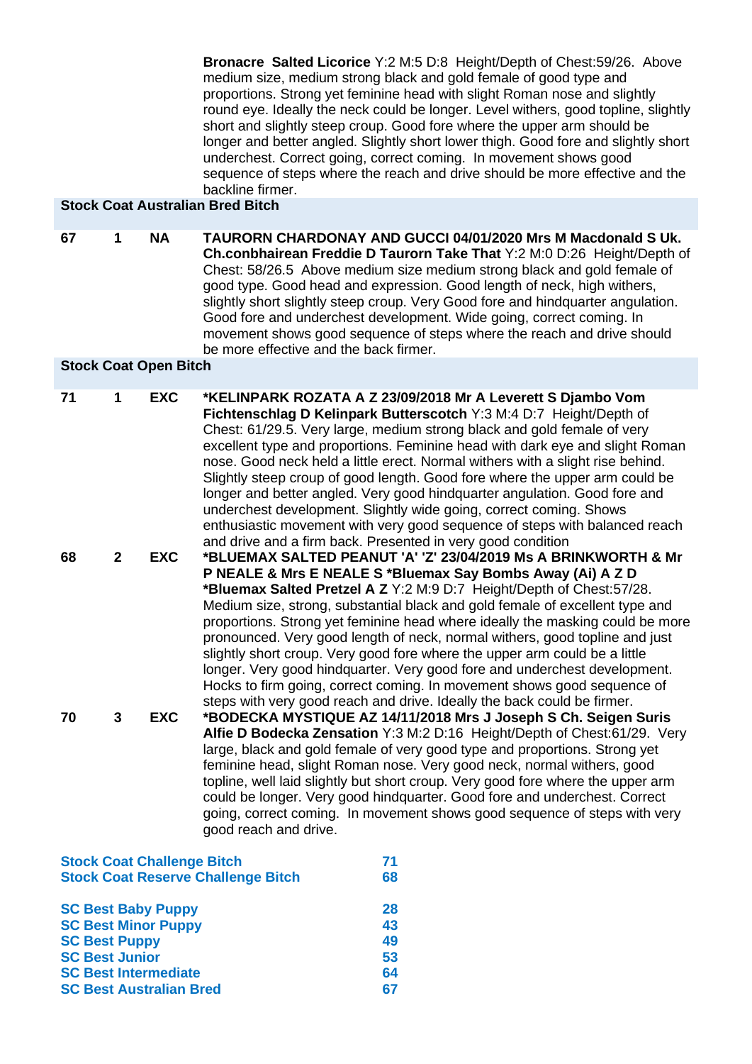**Bronacre Salted Licorice** Y:2 M:5 D:8 Height/Depth of Chest:59/26. Above medium size, medium strong black and gold female of good type and proportions. Strong yet feminine head with slight Roman nose and slightly round eye. Ideally the neck could be longer. Level withers, good topline, slightly short and slightly steep croup. Good fore where the upper arm should be longer and better angled. Slightly short lower thigh. Good fore and slightly short underchest. Correct going, correct coming. In movement shows good sequence of steps where the reach and drive should be more effective and the backline firmer.

### Stock Coat Australian Bred Bitch

| | | | |
|---|---|---|---|
| 67 | 1 | NA | **TAURORN CHARDONAY AND GUCCI 04/01/2020 Mrs M Macdonald S Uk. Ch.conbhairean Freddie D Taurorn Take That** Y:2 M:0 D:26 Height/Depth of Chest: 58/26.5 Above medium size medium strong black and gold female of good type. Good head and expression. Good length of neck, high withers, slightly short slightly steep croup. Very Good fore and hindquarter angulation. Good fore and underchest development. Wide going, correct coming. In movement shows good sequence of steps where the reach and drive should be more effective and the back firmer. |

### Stock Coat Open Bitch

| | | | |
|---|---|---|---|
| 71 | 1 | EXC | ***KELINPARK ROZATA A Z 23/09/2018 Mr A Leverett S Djambo Vom Fichtenschlag D Kelinpark Butterscotch** Y:3 M:4 D:7 Height/Depth of Chest: 61/29.5. Very large, medium strong black and gold female of very excellent type and proportions. Feminine head with dark eye and slight Roman nose. Good neck held a little erect. Normal withers with a slight rise behind. Slightly steep croup of good length. Good fore where the upper arm could be longer and better angled. Very good hindquarter angulation. Good fore and underchest development. Slightly wide going, correct coming. Shows enthusiastic movement with very good sequence of steps with balanced reach and drive and a firm back. Presented in very good condition |
| 68 | 2 | EXC | ***BLUEMAX SALTED PEANUT 'A' 'Z' 23/04/2019 Ms A BRINKWORTH & Mr P NEALE & Mrs E NEALE S *Bluemax Say Bombs Away (Ai) A Z D *Bluemax Salted Pretzel A Z** Y:2 M:9 D:7 Height/Depth of Chest:57/28. Medium size, strong, substantial black and gold female of excellent type and proportions. Strong yet feminine head where ideally the masking could be more pronounced. Very good length of neck, normal withers, good topline and just slightly short croup. Very good fore where the upper arm could be a little longer. Very good hindquarter. Very good fore and underchest development. Hocks to firm going, correct coming. In movement shows good sequence of steps with very good reach and drive. Ideally the back could be firmer. |
| 70 | 3 | EXC | ***BODECKA MYSTIQUE AZ 14/11/2018 Mrs J Joseph S Ch. Seigen Suris Alfie D Bodecka Zensation** Y:3 M:2 D:16 Height/Depth of Chest:61/29. Very large, black and gold female of very good type and proportions. Strong yet feminine head, slight Roman nose. Very good neck, normal withers, good topline, well laid slightly but short croup. Very good fore where the upper arm could be longer. Very good hindquarter. Good fore and underchest. Correct going, correct coming. In movement shows good sequence of steps with very good reach and drive. |

| | |
|---|---|
| **Stock Coat Challenge Bitch** | **71** |
| **Stock Coat Reserve Challenge Bitch** | **68** |
| | |
| **SC Best Baby Puppy** | **28** |
| **SC Best Minor Puppy** | **43** |
| **SC Best Puppy** | **49** |
| **SC Best Junior** | **53** |
| **SC Best Intermediate** | **64** |
| **SC Best Australian Bred** | **67** |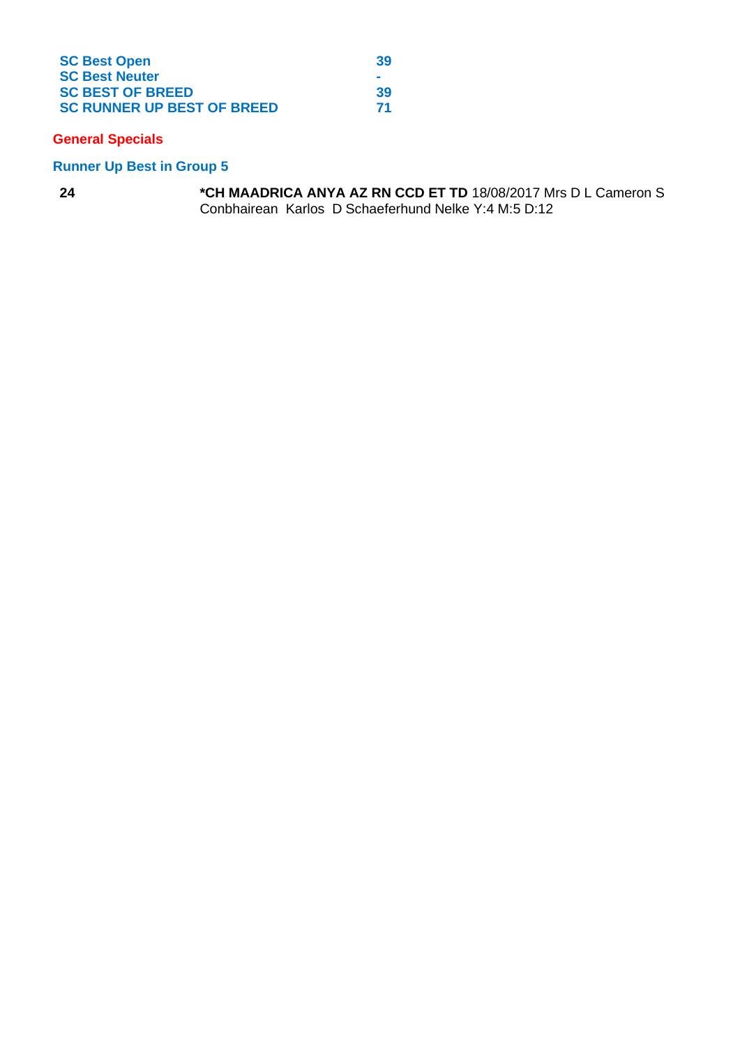| | |
|---|---|
| **SC Best Open** | **39** |
| **SC Best Neuter** | **-** |
| **SC BEST OF BREED** | **39** |
| **SC RUNNER UP BEST OF BREED** | **71** |

## General Specials

### Runner Up Best in Group 5

**24** **\*CH MAADRICA ANYA AZ RN CCD ET TD** 18/08/2017 Mrs D L Cameron S Conbhairean Karlos D Schaeferhund Nelke Y:4 M:5 D:12